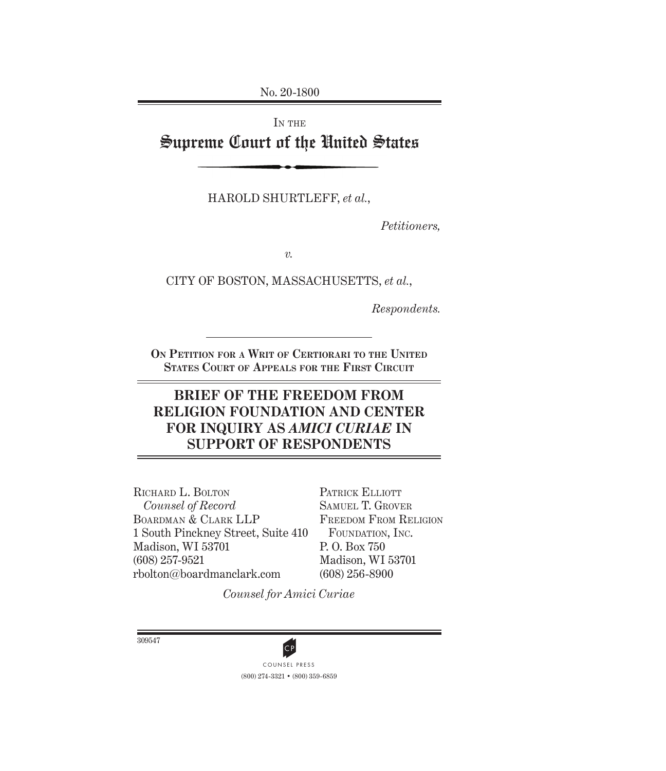No. 20-1800

IN THE

# Supreme Court of the United States

HAROLD SHURTLEFF, *et al.*,

*Petitioners,*

*v.*

CITY OF BOSTON, MASSACHUSETTS, *et al.*,

*Respondents.*

ON PETITION FOR A WRIT OF CERTIORARI TO THE UNITED STATES COURT OF APPEALS FOR THE FIRST CIRCUIT

## BRIEF OF THE FREEDOM FROM RELIGION FOUNDATION AND CENTER FOR INQUIRY AS *AMICI CURIAE* IN SUPPORT OF RESPONDENTS

RICHARD L. BOLTON
*Counsel of Record*
BOARDMAN & CLARK LLP
1 South Pinckney Street, Suite 410
Madison, WI 53701
(608) 257-9521
rbolton@boardmanclark.com

PATRICK ELLIOTT
SAMUEL T. GROVER
FREEDOM FROM RELIGION FOUNDATION, INC.
P. O. Box 750
Madison, WI 53701
(608) 256-8900

*Counsel for Amici Curiae*

309547

COUNSEL PRESS
(800) 274-3321 • (800) 359-6859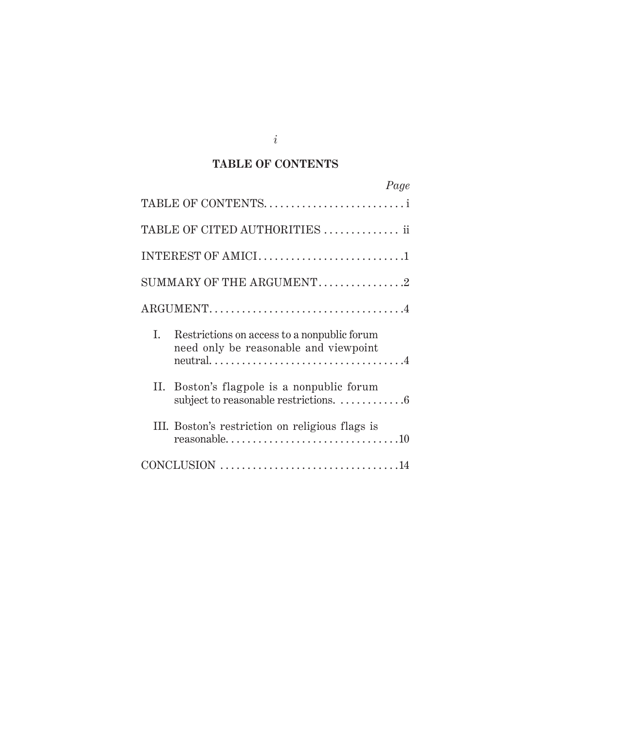## TABLE OF CONTENTS

| | *Page* |
|---|---|
| TABLE OF CONTENTS | i |
| TABLE OF CITED AUTHORITIES | ii |
| INTEREST OF AMICI | 1 |
| SUMMARY OF THE ARGUMENT | 2 |
| ARGUMENT | 4 |
| I. Restrictions on access to a nonpublic forum need only be reasonable and viewpoint neutral. | 4 |
| II. Boston's flagpole is a nonpublic forum subject to reasonable restrictions. | 6 |
| III. Boston's restriction on religious flags is reasonable. | 10 |
| CONCLUSION | 14 |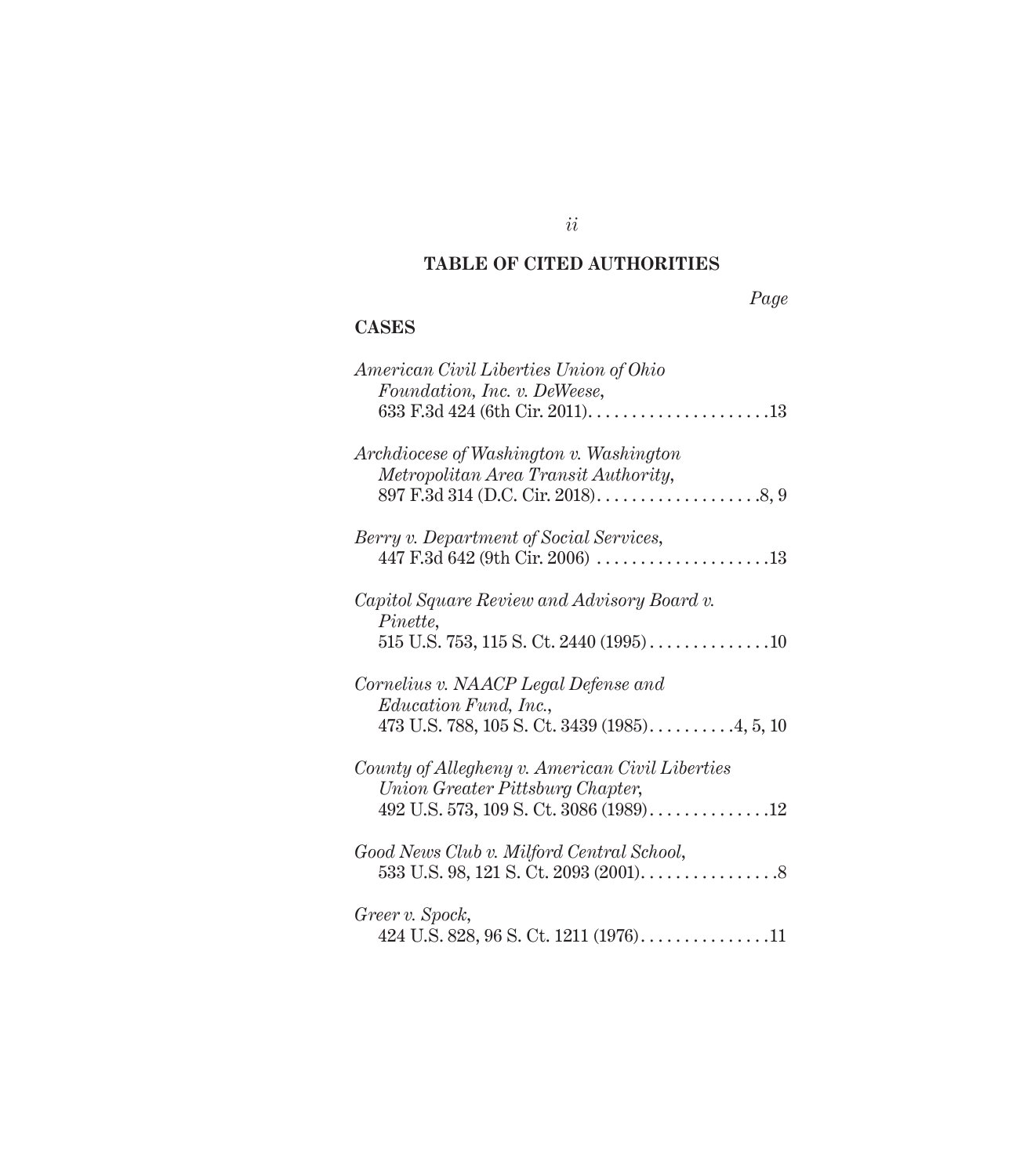## TABLE OF CITED AUTHORITIES

*Page*

### CASES

*American Civil Liberties Union of Ohio Foundation, Inc. v. DeWeese*,
633 F.3d 424 (6th Cir. 2011). . . . . . . . . . . . . . . . . . . . .13

*Archdiocese of Washington v. Washington Metropolitan Area Transit Authority*,
897 F.3d 314 (D.C. Cir. 2018). . . . . . . . . . . . . . . . . . .8, 9

*Berry v. Department of Social Services*,
447 F.3d 642 (9th Cir. 2006) . . . . . . . . . . . . . . . . . . . .13

*Capitol Square Review and Advisory Board v. Pinette*,
515 U.S. 753, 115 S. Ct. 2440 (1995) . . . . . . . . . . . . . .10

*Cornelius v. NAACP Legal Defense and Education Fund, Inc.*,
473 U.S. 788, 105 S. Ct. 3439 (1985). . . . . . . . . .4, 5, 10

*County of Allegheny v. American Civil Liberties Union Greater Pittsburg Chapter*,
492 U.S. 573, 109 S. Ct. 3086 (1989). . . . . . . . . . . . . .12

*Good News Club v. Milford Central School*,
533 U.S. 98, 121 S. Ct. 2093 (2001). . . . . . . . . . . . . . . .8

*Greer v. Spock*,
424 U.S. 828, 96 S. Ct. 1211 (1976). . . . . . . . . . . . . . .11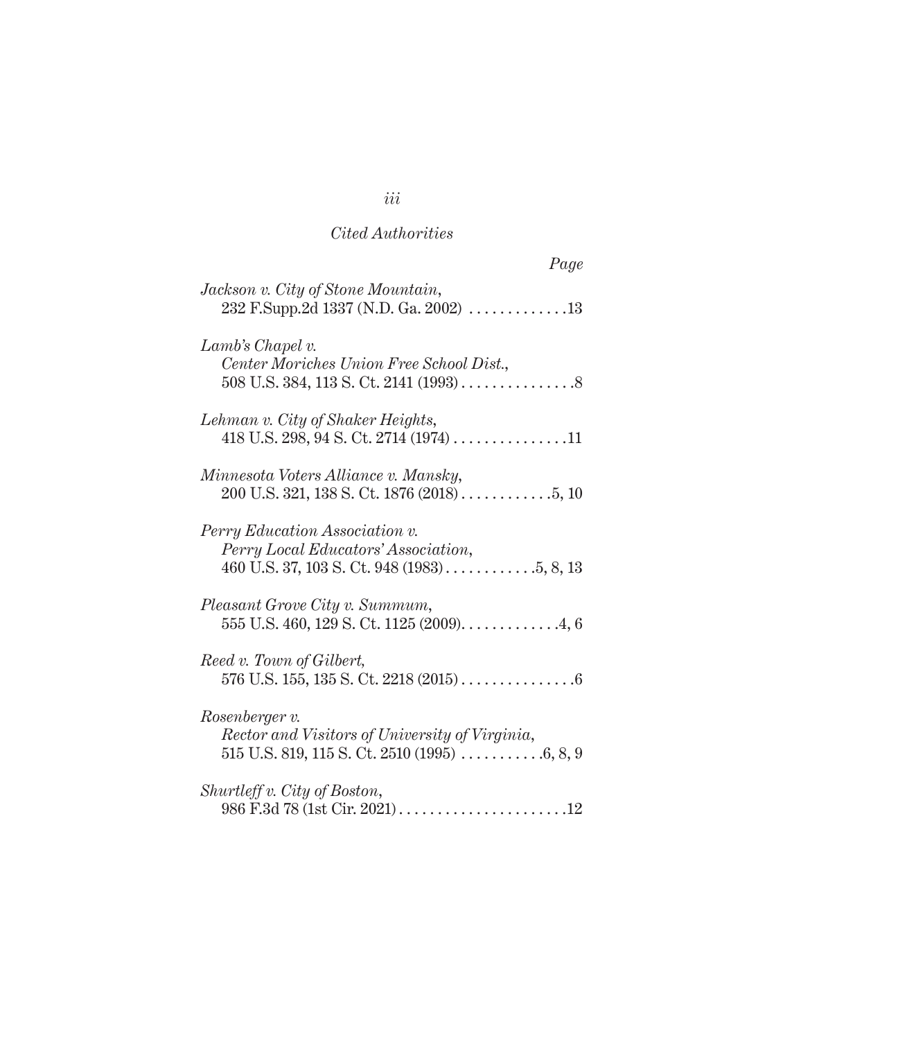*Cited Authorities*

*Page*

*Jackson v. City of Stone Mountain*,
232 F.Supp.2d 1337 (N.D. Ga. 2002) . . . . . . . . . . . . .13

*Lamb's Chapel v. Center Moriches Union Free School Dist.*,
508 U.S. 384, 113 S. Ct. 2141 (1993) . . . . . . . . . . . . . . .8

*Lehman v. City of Shaker Heights*,
418 U.S. 298, 94 S. Ct. 2714 (1974) . . . . . . . . . . . . . . .11

*Minnesota Voters Alliance v. Mansky*,
200 U.S. 321, 138 S. Ct. 1876 (2018) . . . . . . . . . . . .5, 10

*Perry Education Association v. Perry Local Educators' Association*,
460 U.S. 37, 103 S. Ct. 948 (1983) . . . . . . . . . . . .5, 8, 13

*Pleasant Grove City v. Summum*,
555 U.S. 460, 129 S. Ct. 1125 (2009). . . . . . . . . . . . .4, 6

*Reed v. Town of Gilbert*,
576 U.S. 155, 135 S. Ct. 2218 (2015) . . . . . . . . . . . . . . .6

*Rosenberger v. Rector and Visitors of University of Virginia*,
515 U.S. 819, 115 S. Ct. 2510 (1995) . . . . . . . . . . .6, 8, 9

*Shurtleff v. City of Boston*,
986 F.3d 78 (1st Cir. 2021) . . . . . . . . . . . . . . . . . . . . . .12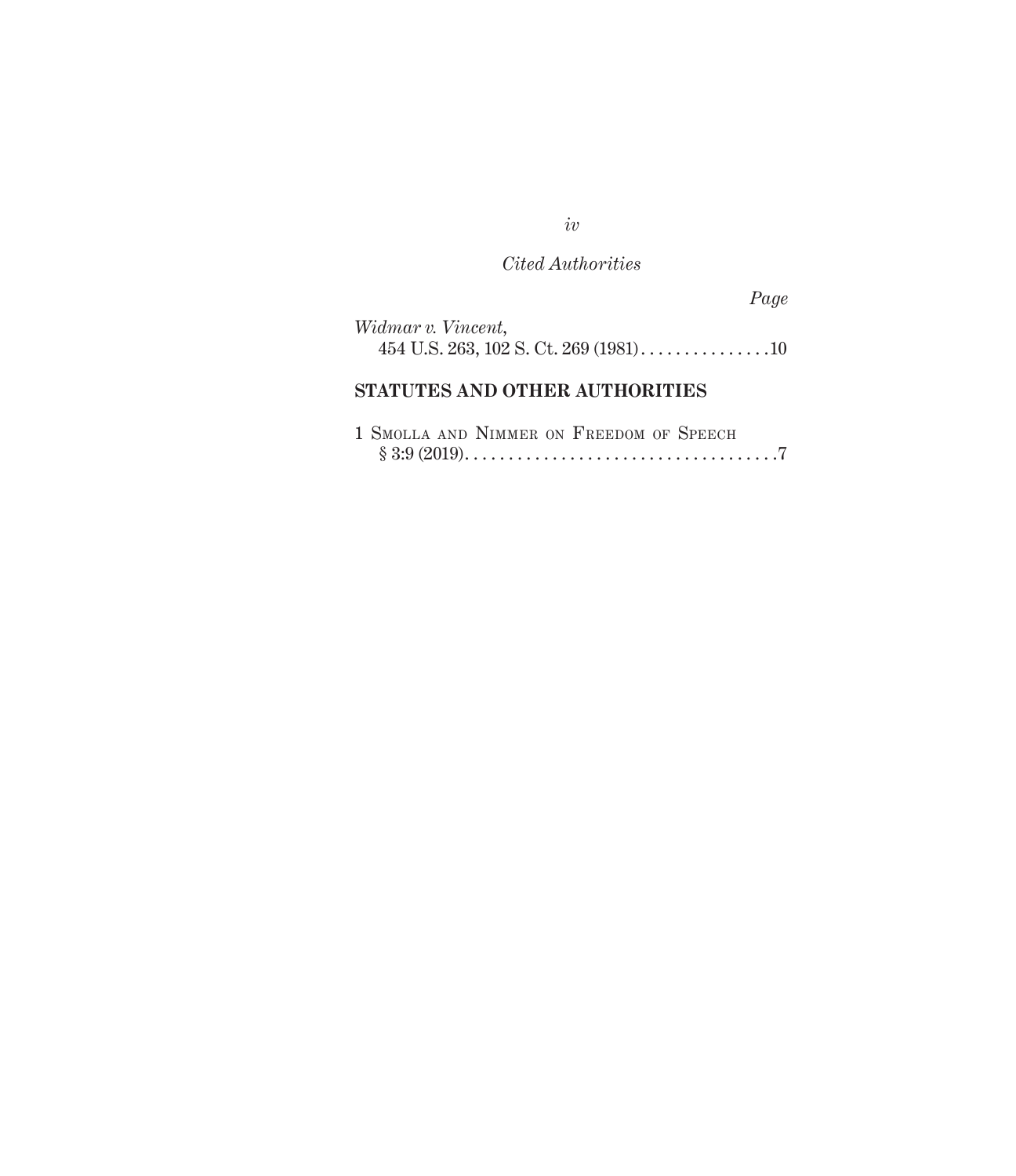*Cited Authorities*

*Page*

*Widmar v. Vincent*,
454 U.S. 263, 102 S. Ct. 269 (1981) . . . . . . . . . . . . . . . 10

**STATUTES AND OTHER AUTHORITIES**

1 Smolla and Nimmer on Freedom of Speech
§ 3:9 (2019). . . . . . . . . . . . . . . . . . . . . . . . . . . . . . . . . . . 7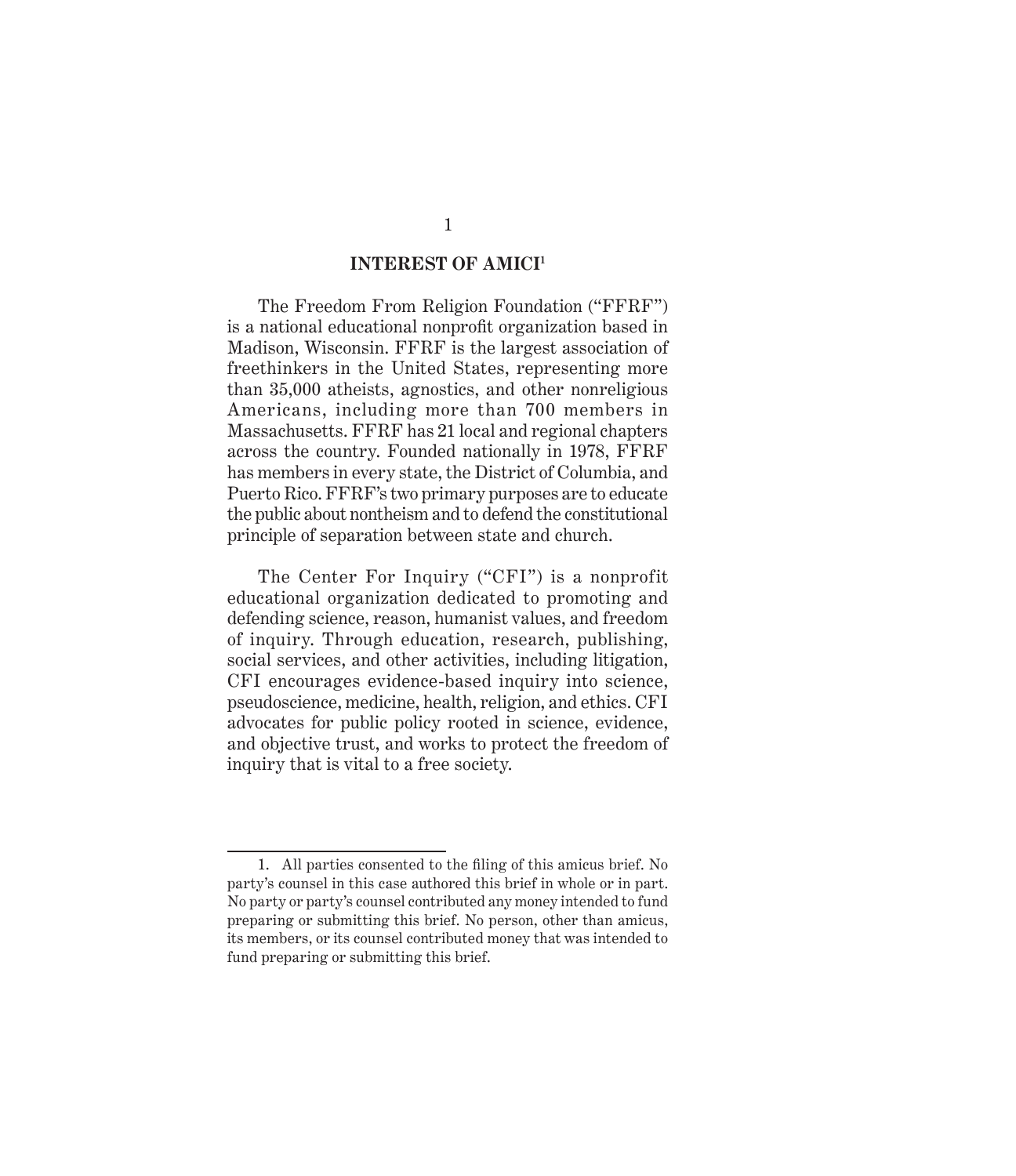## INTEREST OF AMICI[1]

The Freedom From Religion Foundation ("FFRF") is a national educational nonprofit organization based in Madison, Wisconsin. FFRF is the largest association of freethinkers in the United States, representing more than 35,000 atheists, agnostics, and other nonreligious Americans, including more than 700 members in Massachusetts. FFRF has 21 local and regional chapters across the country. Founded nationally in 1978, FFRF has members in every state, the District of Columbia, and Puerto Rico. FFRF's two primary purposes are to educate the public about nontheism and to defend the constitutional principle of separation between state and church.

The Center For Inquiry ("CFI") is a nonprofit educational organization dedicated to promoting and defending science, reason, humanist values, and freedom of inquiry. Through education, research, publishing, social services, and other activities, including litigation, CFI encourages evidence-based inquiry into science, pseudoscience, medicine, health, religion, and ethics. CFI advocates for public policy rooted in science, evidence, and objective trust, and works to protect the freedom of inquiry that is vital to a free society.

---

1. All parties consented to the filing of this amicus brief. No party's counsel in this case authored this brief in whole or in part. No party or party's counsel contributed any money intended to fund preparing or submitting this brief. No person, other than amicus, its members, or its counsel contributed money that was intended to fund preparing or submitting this brief.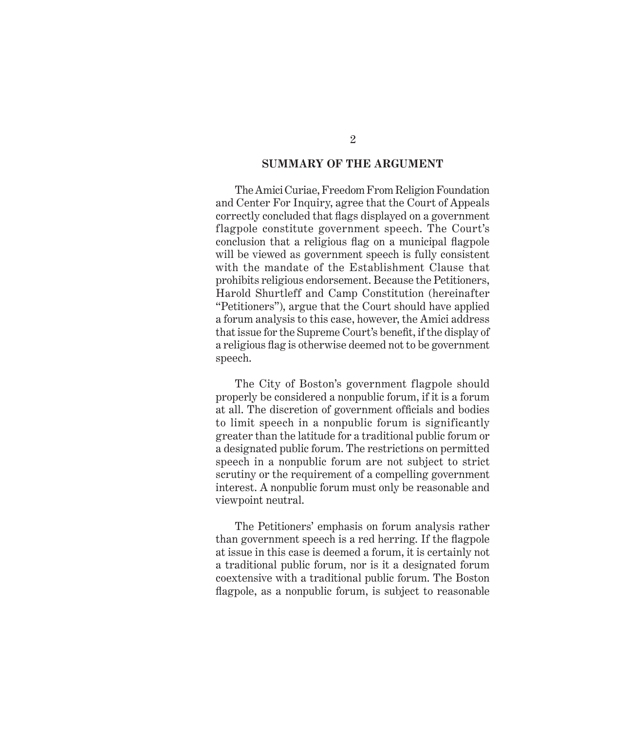## SUMMARY OF THE ARGUMENT

The Amici Curiae, Freedom From Religion Foundation and Center For Inquiry, agree that the Court of Appeals correctly concluded that flags displayed on a government flagpole constitute government speech. The Court's conclusion that a religious flag on a municipal flagpole will be viewed as government speech is fully consistent with the mandate of the Establishment Clause that prohibits religious endorsement. Because the Petitioners, Harold Shurtleff and Camp Constitution (hereinafter "Petitioners"), argue that the Court should have applied a forum analysis to this case, however, the Amici address that issue for the Supreme Court's benefit, if the display of a religious flag is otherwise deemed not to be government speech.

The City of Boston's government flagpole should properly be considered a nonpublic forum, if it is a forum at all. The discretion of government officials and bodies to limit speech in a nonpublic forum is significantly greater than the latitude for a traditional public forum or a designated public forum. The restrictions on permitted speech in a nonpublic forum are not subject to strict scrutiny or the requirement of a compelling government interest. A nonpublic forum must only be reasonable and viewpoint neutral.

The Petitioners' emphasis on forum analysis rather than government speech is a red herring. If the flagpole at issue in this case is deemed a forum, it is certainly not a traditional public forum, nor is it a designated forum coextensive with a traditional public forum. The Boston flagpole, as a nonpublic forum, is subject to reasonable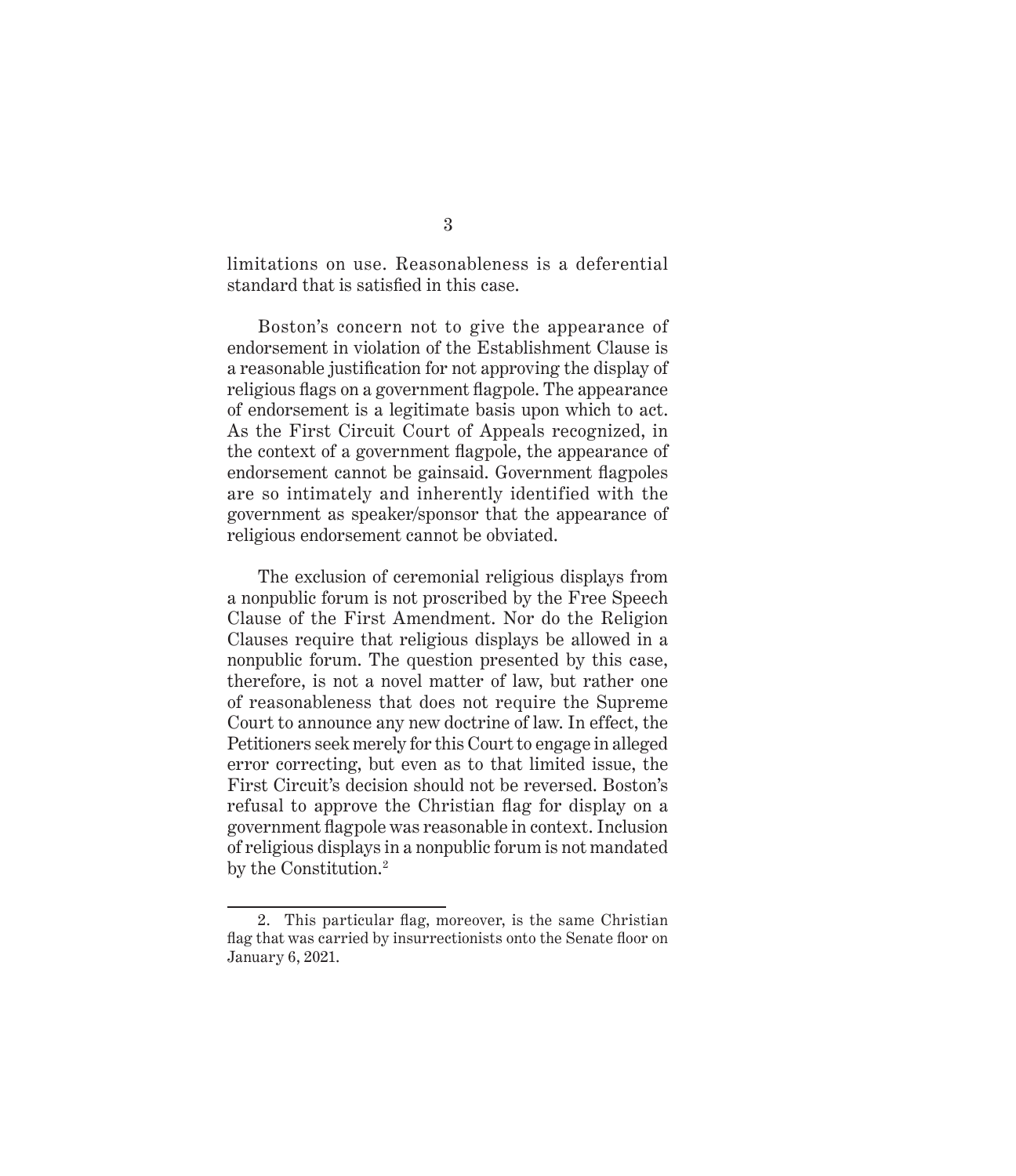limitations on use. Reasonableness is a deferential standard that is satisfied in this case.

Boston's concern not to give the appearance of endorsement in violation of the Establishment Clause is a reasonable justification for not approving the display of religious flags on a government flagpole. The appearance of endorsement is a legitimate basis upon which to act. As the First Circuit Court of Appeals recognized, in the context of a government flagpole, the appearance of endorsement cannot be gainsaid. Government flagpoles are so intimately and inherently identified with the government as speaker/sponsor that the appearance of religious endorsement cannot be obviated.

The exclusion of ceremonial religious displays from a nonpublic forum is not proscribed by the Free Speech Clause of the First Amendment. Nor do the Religion Clauses require that religious displays be allowed in a nonpublic forum. The question presented by this case, therefore, is not a novel matter of law, but rather one of reasonableness that does not require the Supreme Court to announce any new doctrine of law. In effect, the Petitioners seek merely for this Court to engage in alleged error correcting, but even as to that limited issue, the First Circuit's decision should not be reversed. Boston's refusal to approve the Christian flag for display on a government flagpole was reasonable in context. Inclusion of religious displays in a nonpublic forum is not mandated by the Constitution.[2]

---

2. This particular flag, moreover, is the same Christian flag that was carried by insurrectionists onto the Senate floor on January 6, 2021.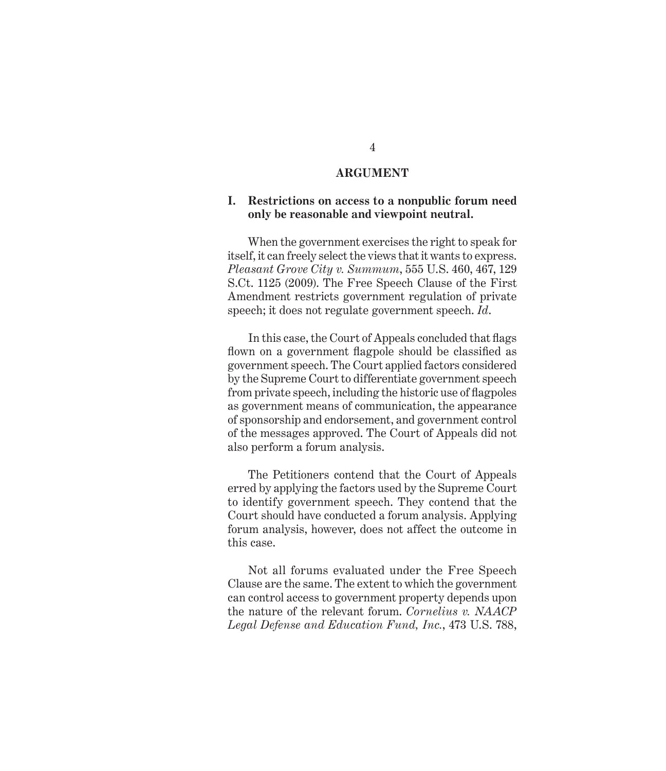## ARGUMENT

### I. Restrictions on access to a nonpublic forum need only be reasonable and viewpoint neutral.

When the government exercises the right to speak for itself, it can freely select the views that it wants to express. *Pleasant Grove City v. Summum*, 555 U.S. 460, 467, 129 S.Ct. 1125 (2009). The Free Speech Clause of the First Amendment restricts government regulation of private speech; it does not regulate government speech. *Id*.

In this case, the Court of Appeals concluded that flags flown on a government flagpole should be classified as government speech. The Court applied factors considered by the Supreme Court to differentiate government speech from private speech, including the historic use of flagpoles as government means of communication, the appearance of sponsorship and endorsement, and government control of the messages approved. The Court of Appeals did not also perform a forum analysis.

The Petitioners contend that the Court of Appeals erred by applying the factors used by the Supreme Court to identify government speech. They contend that the Court should have conducted a forum analysis. Applying forum analysis, however, does not affect the outcome in this case.

Not all forums evaluated under the Free Speech Clause are the same. The extent to which the government can control access to government property depends upon the nature of the relevant forum. *Cornelius v. NAACP Legal Defense and Education Fund, Inc.*, 473 U.S. 788,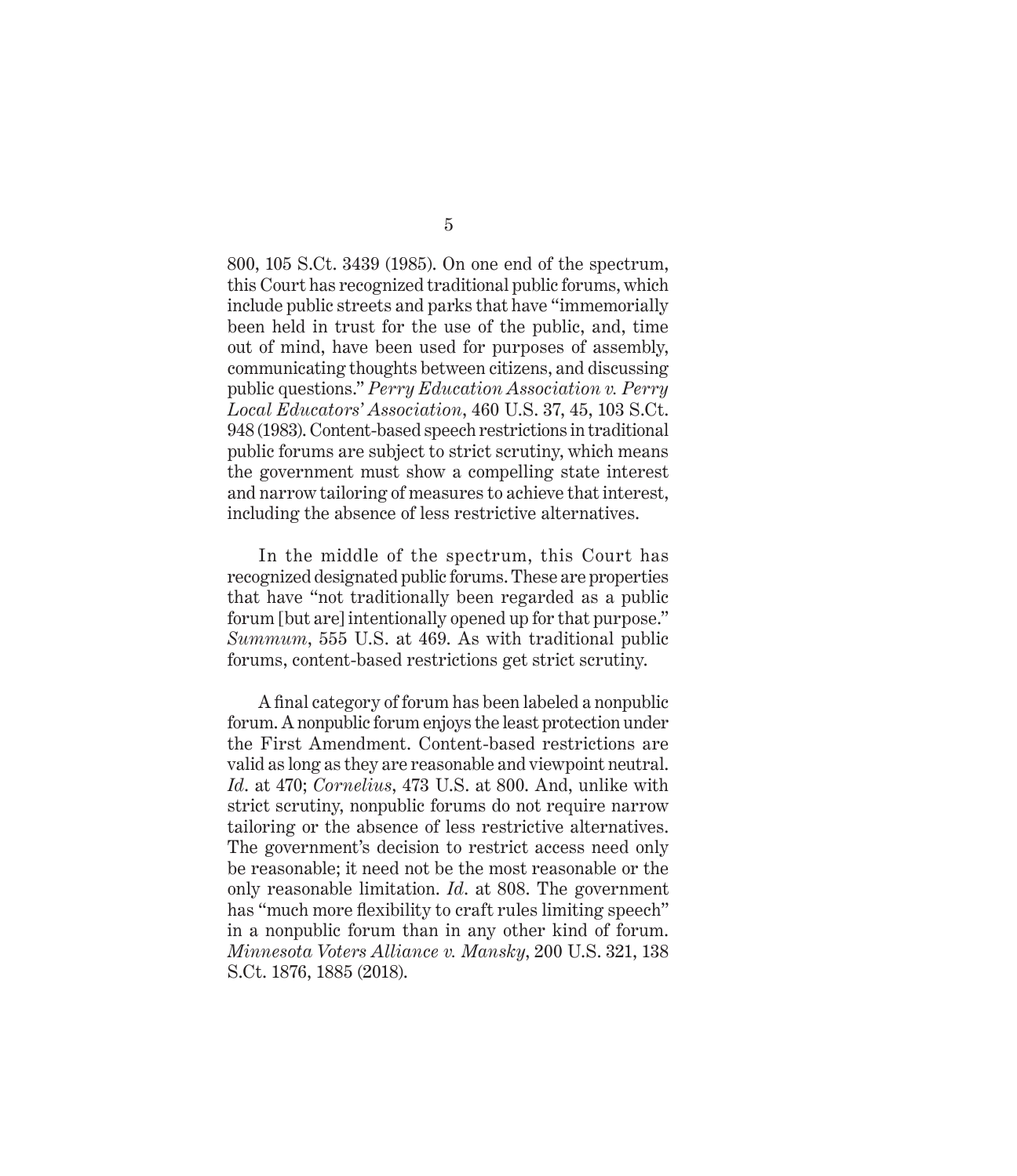800, 105 S.Ct. 3439 (1985). On one end of the spectrum, this Court has recognized traditional public forums, which include public streets and parks that have "immemorially been held in trust for the use of the public, and, time out of mind, have been used for purposes of assembly, communicating thoughts between citizens, and discussing public questions." *Perry Education Association v. Perry Local Educators' Association*, 460 U.S. 37, 45, 103 S.Ct. 948 (1983). Content-based speech restrictions in traditional public forums are subject to strict scrutiny, which means the government must show a compelling state interest and narrow tailoring of measures to achieve that interest, including the absence of less restrictive alternatives.

In the middle of the spectrum, this Court has recognized designated public forums. These are properties that have "not traditionally been regarded as a public forum [but are] intentionally opened up for that purpose." *Summum*, 555 U.S. at 469. As with traditional public forums, content-based restrictions get strict scrutiny.

A final category of forum has been labeled a nonpublic forum. A nonpublic forum enjoys the least protection under the First Amendment. Content-based restrictions are valid as long as they are reasonable and viewpoint neutral. *Id*. at 470; *Cornelius*, 473 U.S. at 800. And, unlike with strict scrutiny, nonpublic forums do not require narrow tailoring or the absence of less restrictive alternatives. The government's decision to restrict access need only be reasonable; it need not be the most reasonable or the only reasonable limitation. *Id*. at 808. The government has "much more flexibility to craft rules limiting speech" in a nonpublic forum than in any other kind of forum. *Minnesota Voters Alliance v. Mansky*, 200 U.S. 321, 138 S.Ct. 1876, 1885 (2018).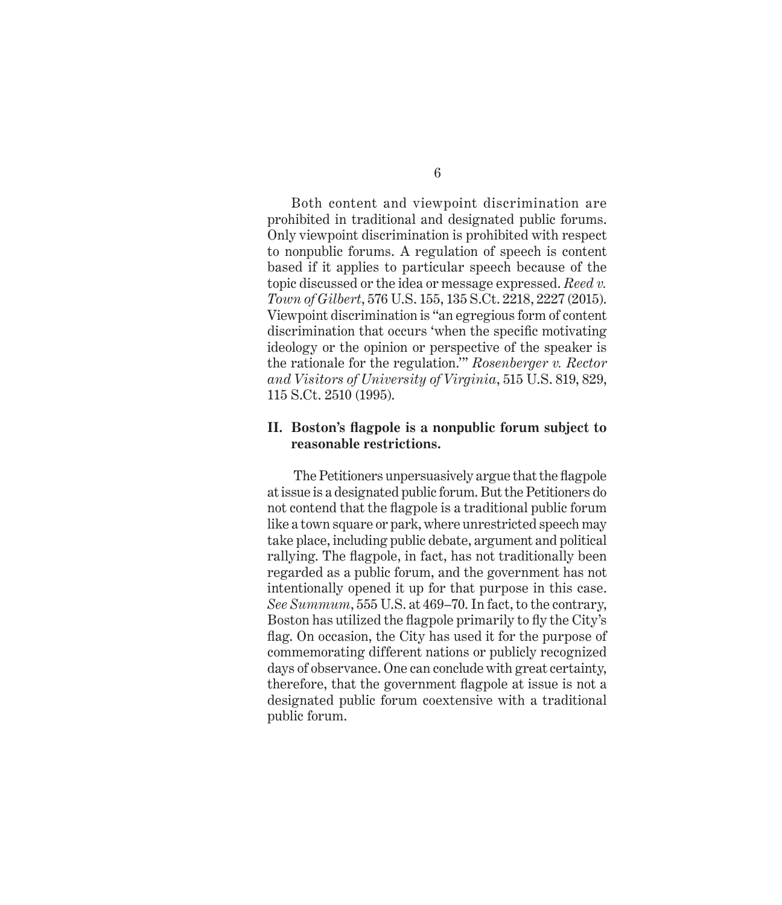Both content and viewpoint discrimination are prohibited in traditional and designated public forums. Only viewpoint discrimination is prohibited with respect to nonpublic forums. A regulation of speech is content based if it applies to particular speech because of the topic discussed or the idea or message expressed. *Reed v. Town of Gilbert*, 576 U.S. 155, 135 S.Ct. 2218, 2227 (2015). Viewpoint discrimination is "an egregious form of content discrimination that occurs 'when the specific motivating ideology or the opinion or perspective of the speaker is the rationale for the regulation.'" *Rosenberger v. Rector and Visitors of University of Virginia*, 515 U.S. 819, 829, 115 S.Ct. 2510 (1995).

## II. Boston's flagpole is a nonpublic forum subject to reasonable restrictions.

The Petitioners unpersuasively argue that the flagpole at issue is a designated public forum. But the Petitioners do not contend that the flagpole is a traditional public forum like a town square or park, where unrestricted speech may take place, including public debate, argument and political rallying. The flagpole, in fact, has not traditionally been regarded as a public forum, and the government has not intentionally opened it up for that purpose in this case. *See Summum*, 555 U.S. at 469–70. In fact, to the contrary, Boston has utilized the flagpole primarily to fly the City's flag. On occasion, the City has used it for the purpose of commemorating different nations or publicly recognized days of observance. One can conclude with great certainty, therefore, that the government flagpole at issue is not a designated public forum coextensive with a traditional public forum.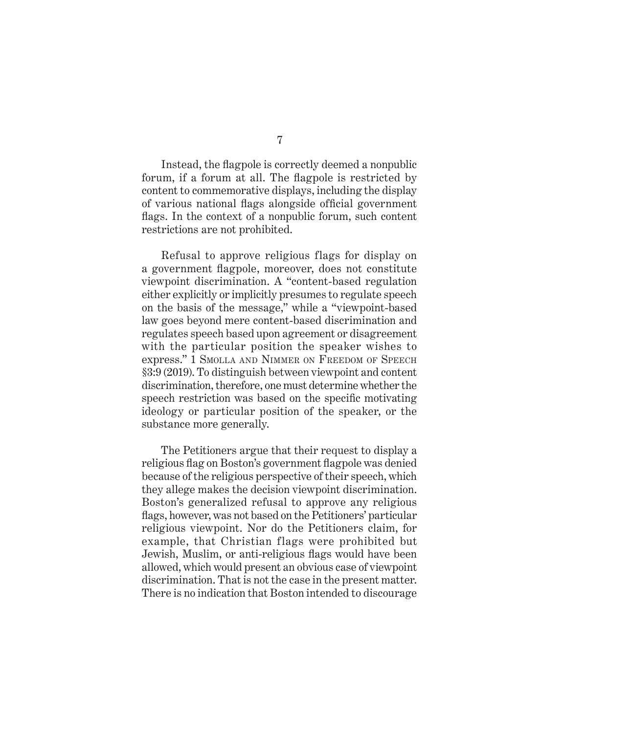Instead, the flagpole is correctly deemed a nonpublic forum, if a forum at all. The flagpole is restricted by content to commemorative displays, including the display of various national flags alongside official government flags. In the context of a nonpublic forum, such content restrictions are not prohibited.

Refusal to approve religious flags for display on a government flagpole, moreover, does not constitute viewpoint discrimination. A "content-based regulation either explicitly or implicitly presumes to regulate speech on the basis of the message," while a "viewpoint-based law goes beyond mere content-based discrimination and regulates speech based upon agreement or disagreement with the particular position the speaker wishes to express." 1 Smolla and Nimmer on Freedom of Speech §3:9 (2019). To distinguish between viewpoint and content discrimination, therefore, one must determine whether the speech restriction was based on the specific motivating ideology or particular position of the speaker, or the substance more generally.

The Petitioners argue that their request to display a religious flag on Boston's government flagpole was denied because of the religious perspective of their speech, which they allege makes the decision viewpoint discrimination. Boston's generalized refusal to approve any religious flags, however, was not based on the Petitioners' particular religious viewpoint. Nor do the Petitioners claim, for example, that Christian flags were prohibited but Jewish, Muslim, or anti-religious flags would have been allowed, which would present an obvious case of viewpoint discrimination. That is not the case in the present matter. There is no indication that Boston intended to discourage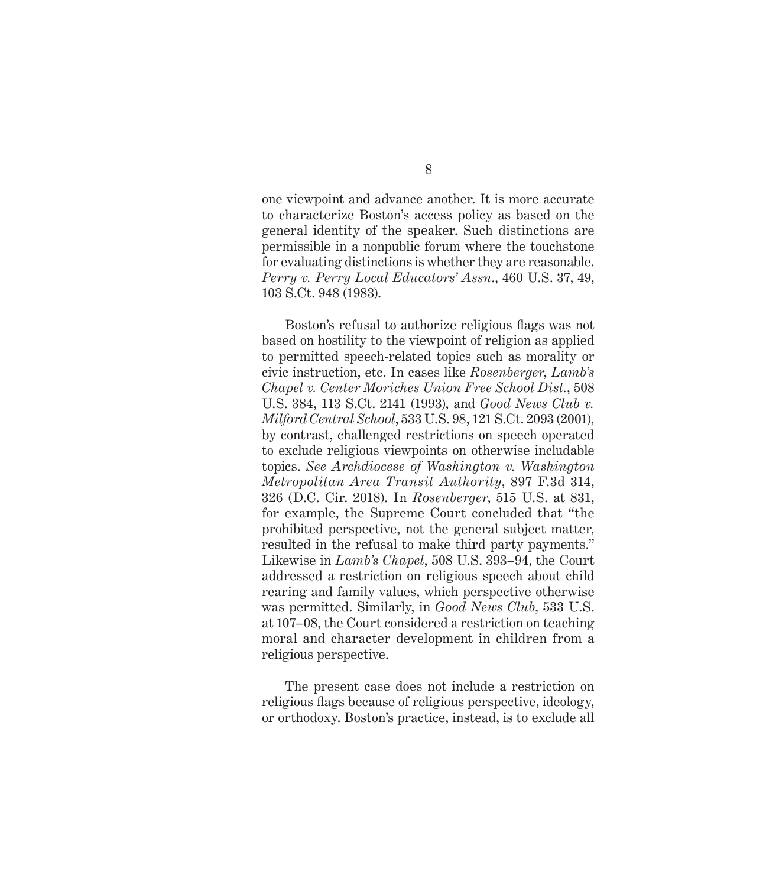one viewpoint and advance another. It is more accurate to characterize Boston's access policy as based on the general identity of the speaker. Such distinctions are permissible in a nonpublic forum where the touchstone for evaluating distinctions is whether they are reasonable. *Perry v. Perry Local Educators' Assn.*, 460 U.S. 37, 49, 103 S.Ct. 948 (1983).

Boston's refusal to authorize religious flags was not based on hostility to the viewpoint of religion as applied to permitted speech-related topics such as morality or civic instruction, etc. In cases like *Rosenberger*, *Lamb's Chapel v. Center Moriches Union Free School Dist.*, 508 U.S. 384, 113 S.Ct. 2141 (1993), and *Good News Club v. Milford Central School*, 533 U.S. 98, 121 S.Ct. 2093 (2001), by contrast, challenged restrictions on speech operated to exclude religious viewpoints on otherwise includable topics. *See Archdiocese of Washington v. Washington Metropolitan Area Transit Authority*, 897 F.3d 314, 326 (D.C. Cir. 2018). In *Rosenberger*, 515 U.S. at 831, for example, the Supreme Court concluded that "the prohibited perspective, not the general subject matter, resulted in the refusal to make third party payments." Likewise in *Lamb's Chapel*, 508 U.S. 393–94, the Court addressed a restriction on religious speech about child rearing and family values, which perspective otherwise was permitted. Similarly, in *Good News Club*, 533 U.S. at 107–08, the Court considered a restriction on teaching moral and character development in children from a religious perspective.

The present case does not include a restriction on religious flags because of religious perspective, ideology, or orthodoxy. Boston's practice, instead, is to exclude all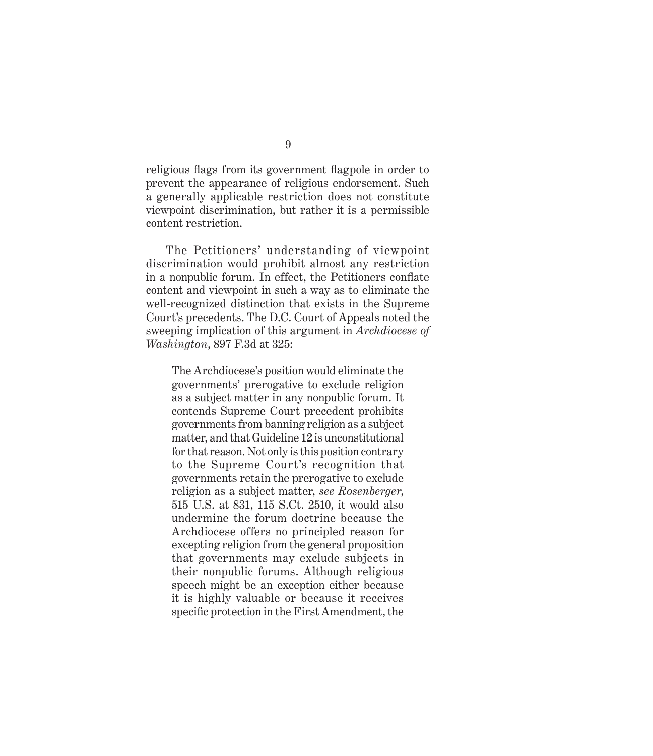religious flags from its government flagpole in order to prevent the appearance of religious endorsement. Such a generally applicable restriction does not constitute viewpoint discrimination, but rather it is a permissible content restriction.

The Petitioners' understanding of viewpoint discrimination would prohibit almost any restriction in a nonpublic forum. In effect, the Petitioners conflate content and viewpoint in such a way as to eliminate the well-recognized distinction that exists in the Supreme Court's precedents. The D.C. Court of Appeals noted the sweeping implication of this argument in *Archdiocese of Washington*, 897 F.3d at 325:

> The Archdiocese's position would eliminate the governments' prerogative to exclude religion as a subject matter in any nonpublic forum. It contends Supreme Court precedent prohibits governments from banning religion as a subject matter, and that Guideline 12 is unconstitutional for that reason. Not only is this position contrary to the Supreme Court's recognition that governments retain the prerogative to exclude religion as a subject matter, *see Rosenberger*, 515 U.S. at 831, 115 S.Ct. 2510, it would also undermine the forum doctrine because the Archdiocese offers no principled reason for excepting religion from the general proposition that governments may exclude subjects in their nonpublic forums. Although religious speech might be an exception either because it is highly valuable or because it receives specific protection in the First Amendment, the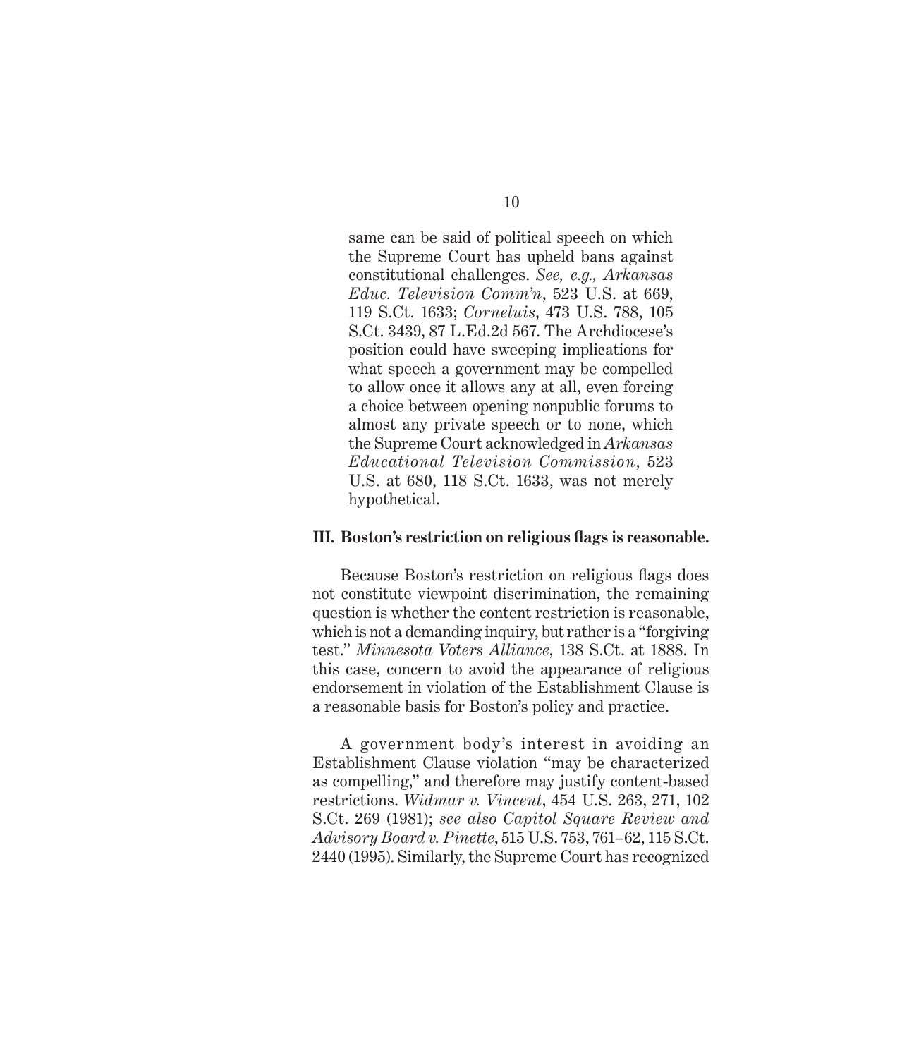same can be said of political speech on which the Supreme Court has upheld bans against constitutional challenges. *See, e.g., Arkansas Educ. Television Comm'n*, 523 U.S. at 669, 119 S.Ct. 1633; *Corneluis*, 473 U.S. 788, 105 S.Ct. 3439, 87 L.Ed.2d 567. The Archdiocese's position could have sweeping implications for what speech a government may be compelled to allow once it allows any at all, even forcing a choice between opening nonpublic forums to almost any private speech or to none, which the Supreme Court acknowledged in *Arkansas Educational Television Commission*, 523 U.S. at 680, 118 S.Ct. 1633, was not merely hypothetical.

### III. Boston's restriction on religious flags is reasonable.

Because Boston's restriction on religious flags does not constitute viewpoint discrimination, the remaining question is whether the content restriction is reasonable, which is not a demanding inquiry, but rather is a "forgiving test." *Minnesota Voters Alliance*, 138 S.Ct. at 1888. In this case, concern to avoid the appearance of religious endorsement in violation of the Establishment Clause is a reasonable basis for Boston's policy and practice.

A government body's interest in avoiding an Establishment Clause violation "may be characterized as compelling," and therefore may justify content-based restrictions. *Widmar v. Vincent*, 454 U.S. 263, 271, 102 S.Ct. 269 (1981); *see also Capitol Square Review and Advisory Board v. Pinette*, 515 U.S. 753, 761–62, 115 S.Ct. 2440 (1995). Similarly, the Supreme Court has recognized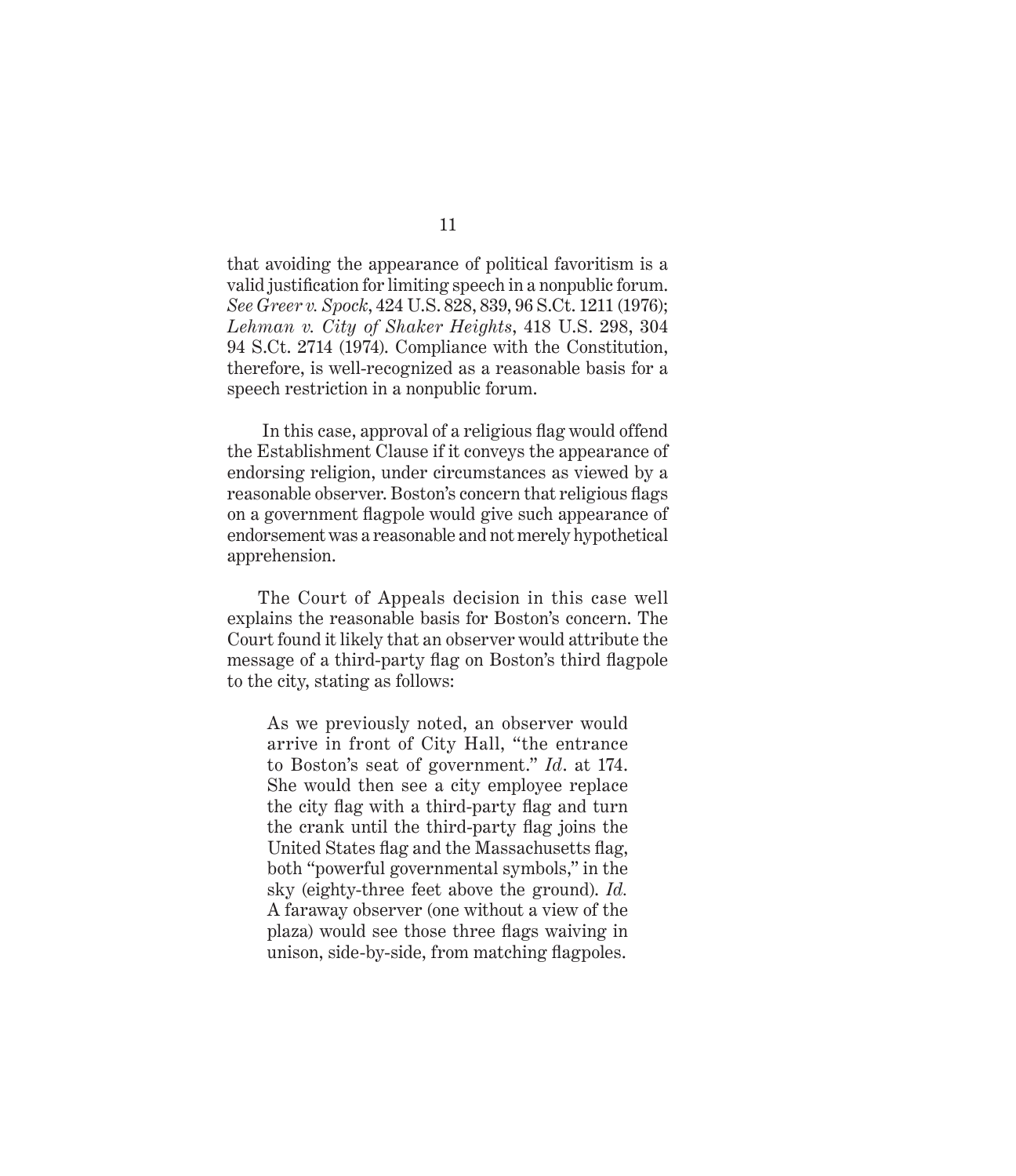that avoiding the appearance of political favoritism is a valid justification for limiting speech in a nonpublic forum. *See Greer v. Spock*, 424 U.S. 828, 839, 96 S.Ct. 1211 (1976); *Lehman v. City of Shaker Heights*, 418 U.S. 298, 304 94 S.Ct. 2714 (1974). Compliance with the Constitution, therefore, is well-recognized as a reasonable basis for a speech restriction in a nonpublic forum.

In this case, approval of a religious flag would offend the Establishment Clause if it conveys the appearance of endorsing religion, under circumstances as viewed by a reasonable observer. Boston's concern that religious flags on a government flagpole would give such appearance of endorsement was a reasonable and not merely hypothetical apprehension.

The Court of Appeals decision in this case well explains the reasonable basis for Boston's concern. The Court found it likely that an observer would attribute the message of a third-party flag on Boston's third flagpole to the city, stating as follows:

> As we previously noted, an observer would arrive in front of City Hall, "the entrance to Boston's seat of government." *Id*. at 174. She would then see a city employee replace the city flag with a third-party flag and turn the crank until the third-party flag joins the United States flag and the Massachusetts flag, both "powerful governmental symbols," in the sky (eighty-three feet above the ground). *Id.* A faraway observer (one without a view of the plaza) would see those three flags waiving in unison, side-by-side, from matching flagpoles.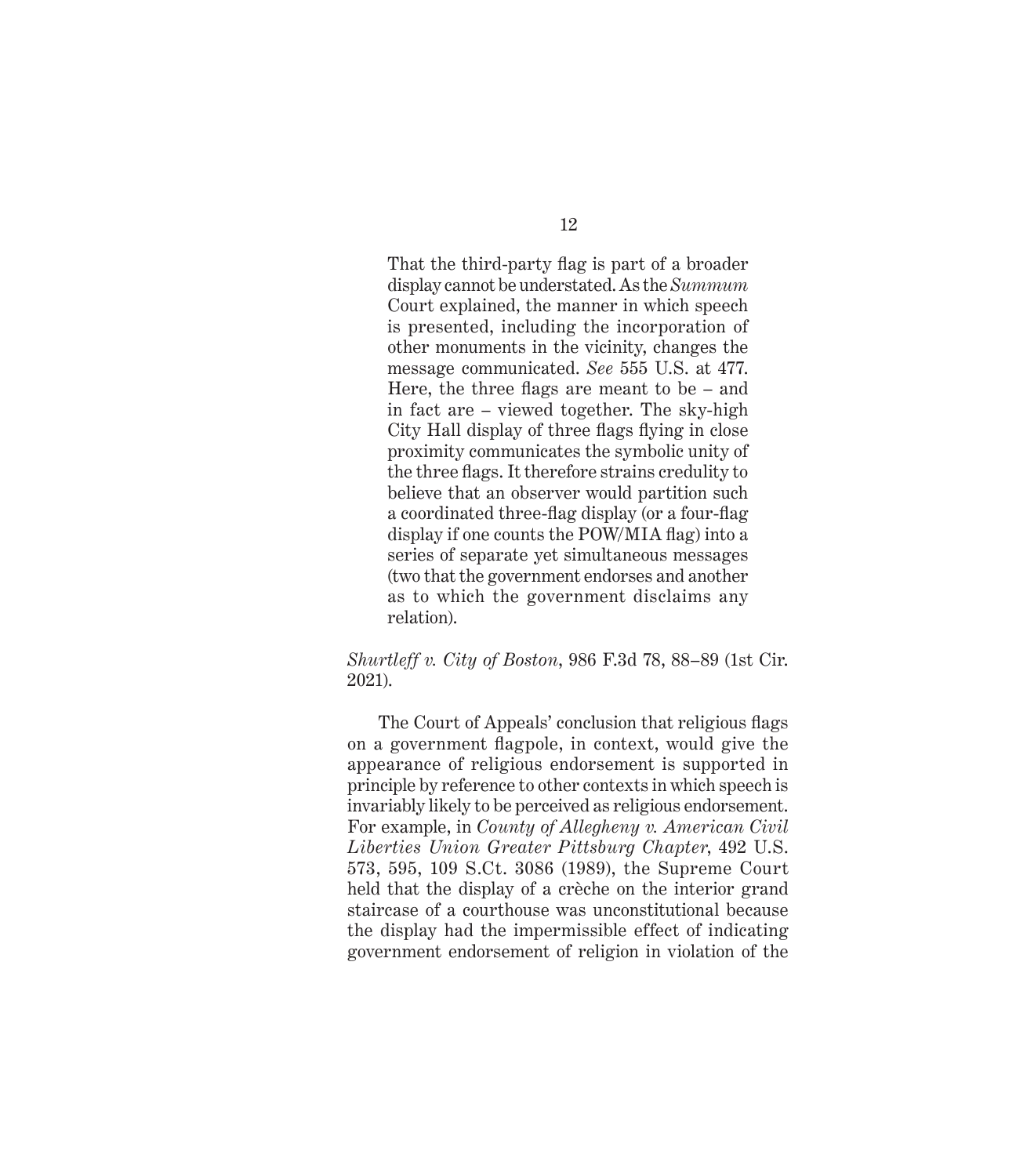> That the third-party flag is part of a broader display cannot be understated. As the *Summum* Court explained, the manner in which speech is presented, including the incorporation of other monuments in the vicinity, changes the message communicated. *See* 555 U.S. at 477. Here, the three flags are meant to be – and in fact are – viewed together. The sky-high City Hall display of three flags flying in close proximity communicates the symbolic unity of the three flags. It therefore strains credulity to believe that an observer would partition such a coordinated three-flag display (or a four-flag display if one counts the POW/MIA flag) into a series of separate yet simultaneous messages (two that the government endorses and another as to which the government disclaims any relation).

*Shurtleff v. City of Boston*, 986 F.3d 78, 88–89 (1st Cir. 2021).

The Court of Appeals' conclusion that religious flags on a government flagpole, in context, would give the appearance of religious endorsement is supported in principle by reference to other contexts in which speech is invariably likely to be perceived as religious endorsement. For example, in *County of Allegheny v. American Civil Liberties Union Greater Pittsburg Chapter*, 492 U.S. 573, 595, 109 S.Ct. 3086 (1989), the Supreme Court held that the display of a crèche on the interior grand staircase of a courthouse was unconstitutional because the display had the impermissible effect of indicating government endorsement of religion in violation of the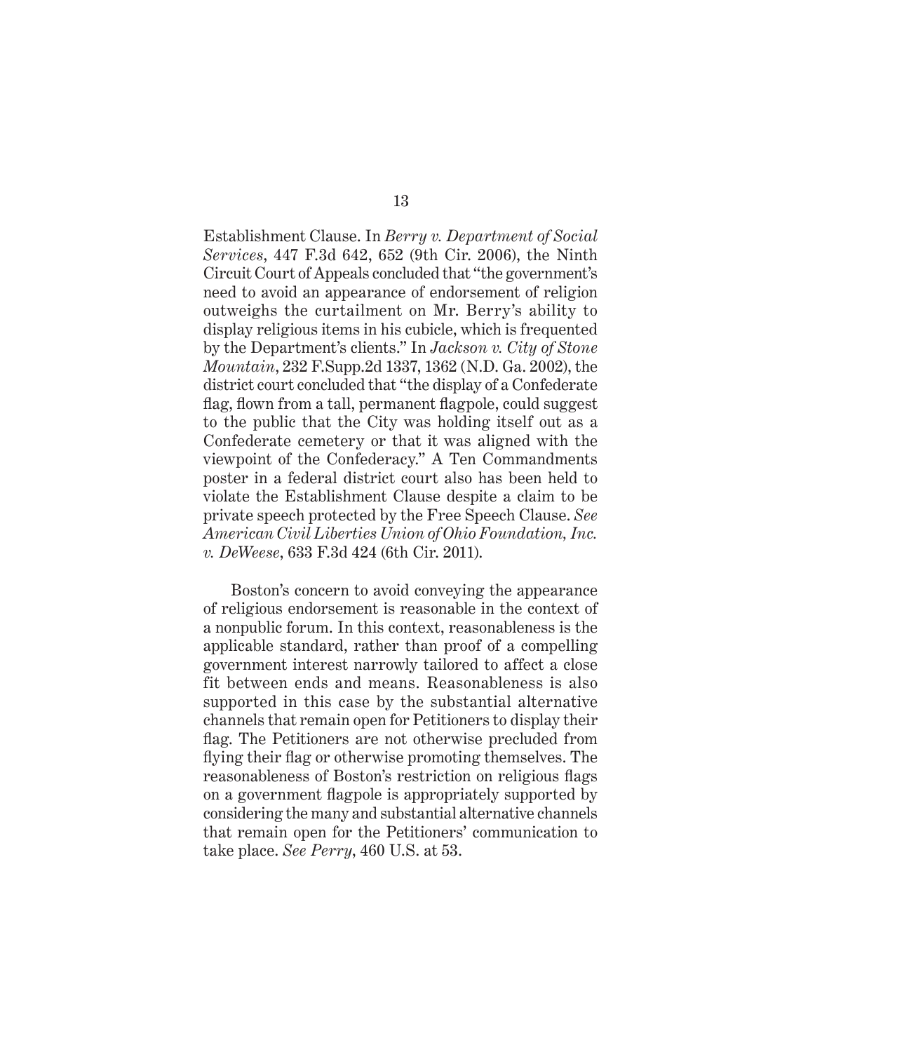Establishment Clause. In *Berry v. Department of Social Services*, 447 F.3d 642, 652 (9th Cir. 2006), the Ninth Circuit Court of Appeals concluded that "the government's need to avoid an appearance of endorsement of religion outweighs the curtailment on Mr. Berry's ability to display religious items in his cubicle, which is frequented by the Department's clients." In *Jackson v. City of Stone Mountain*, 232 F.Supp.2d 1337, 1362 (N.D. Ga. 2002), the district court concluded that "the display of a Confederate flag, flown from a tall, permanent flagpole, could suggest to the public that the City was holding itself out as a Confederate cemetery or that it was aligned with the viewpoint of the Confederacy." A Ten Commandments poster in a federal district court also has been held to violate the Establishment Clause despite a claim to be private speech protected by the Free Speech Clause. *See American Civil Liberties Union of Ohio Foundation, Inc. v. DeWeese*, 633 F.3d 424 (6th Cir. 2011).

Boston's concern to avoid conveying the appearance of religious endorsement is reasonable in the context of a nonpublic forum. In this context, reasonableness is the applicable standard, rather than proof of a compelling government interest narrowly tailored to affect a close fit between ends and means. Reasonableness is also supported in this case by the substantial alternative channels that remain open for Petitioners to display their flag. The Petitioners are not otherwise precluded from flying their flag or otherwise promoting themselves. The reasonableness of Boston's restriction on religious flags on a government flagpole is appropriately supported by considering the many and substantial alternative channels that remain open for the Petitioners' communication to take place. *See Perry*, 460 U.S. at 53.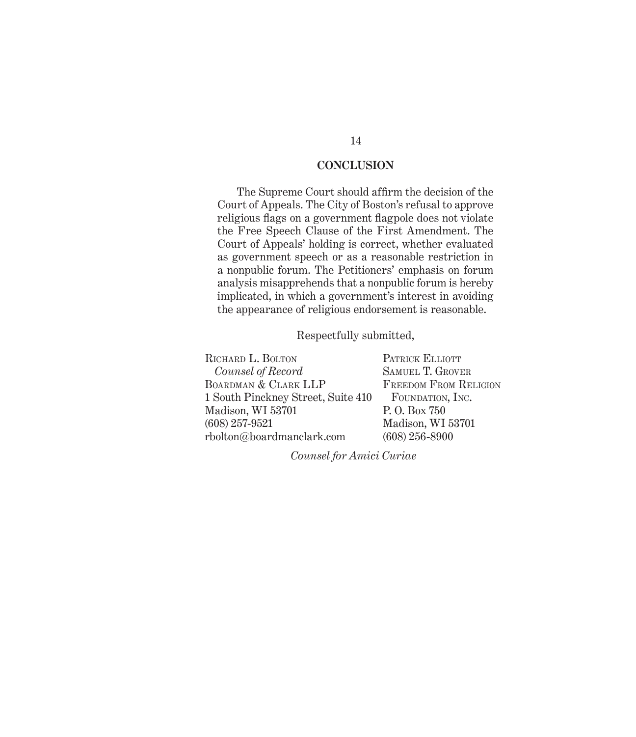## CONCLUSION

The Supreme Court should affirm the decision of the Court of Appeals. The City of Boston's refusal to approve religious flags on a government flagpole does not violate the Free Speech Clause of the First Amendment. The Court of Appeals' holding is correct, whether evaluated as government speech or as a reasonable restriction in a nonpublic forum. The Petitioners' emphasis on forum analysis misapprehends that a nonpublic forum is hereby implicated, in which a government's interest in avoiding the appearance of religious endorsement is reasonable.

Respectfully submitted,

Richard L. Bolton
*Counsel of Record*
Boardman & Clark LLP
1 South Pinckney Street, Suite 410
Madison, WI 53701
(608) 257-9521
rbolton@boardmanclark.com

Patrick Elliott
Samuel T. Grover
Freedom From Religion Foundation, Inc.
P. O. Box 750
Madison, WI 53701
(608) 256-8900

*Counsel for Amici Curiae*